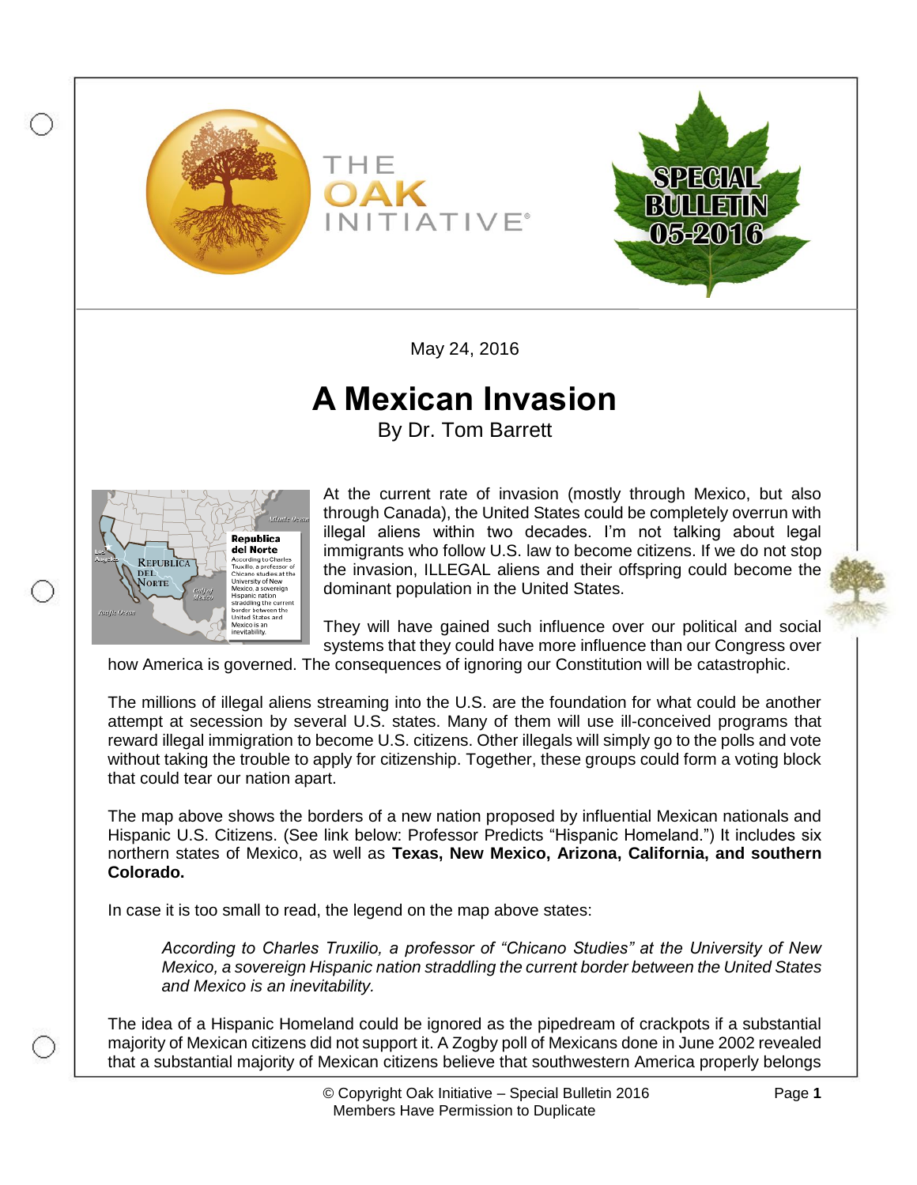THE OAK INITIATIVE®

SPECIAL BULLETIN 05-2016

May 24, 2016

# A Mexican Invasion

By Dr. Tom Barrett

At the current rate of invasion (mostly through Mexico, but also through Canada), the United States could be completely overrun with illegal aliens within two decades. I'm not talking about legal immigrants who follow U.S. law to become citizens. If we do not stop the invasion, ILLEGAL aliens and their offspring could become the dominant population in the United States.

They will have gained such influence over our political and social systems that they could have more influence than our Congress over how America is governed. The consequences of ignoring our Constitution will be catastrophic.

The millions of illegal aliens streaming into the U.S. are the foundation for what could be another attempt at secession by several U.S. states. Many of them will use ill-conceived programs that reward illegal immigration to become U.S. citizens. Other illegals will simply go to the polls and vote without taking the trouble to apply for citizenship. Together, these groups could form a voting block that could tear our nation apart.

The map above shows the borders of a new nation proposed by influential Mexican nationals and Hispanic U.S. Citizens. (See link below: Professor Predicts "Hispanic Homeland.") It includes six northern states of Mexico, as well as **Texas, New Mexico, Arizona, California, and southern Colorado.**

In case it is too small to read, the legend on the map above states:

> *According to Charles Truxilio, a professor of "Chicano Studies" at the University of New Mexico, a sovereign Hispanic nation straddling the current border between the United States and Mexico is an inevitability.*

The idea of a Hispanic Homeland could be ignored as the pipedream of crackpots if a substantial majority of Mexican citizens did not support it. A Zogby poll of Mexicans done in June 2002 revealed that a substantial majority of Mexican citizens believe that southwestern America properly belongs

© Copyright Oak Initiative – Special Bulletin 2016
Members Have Permission to Duplicate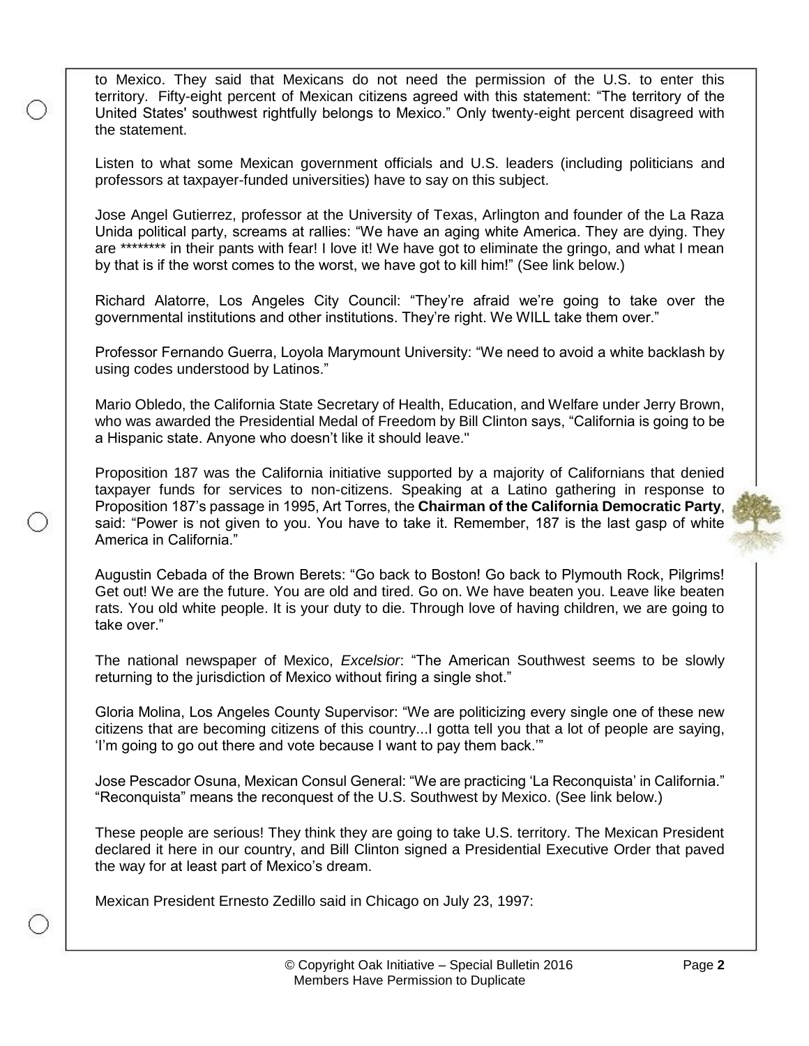to Mexico. They said that Mexicans do not need the permission of the U.S. to enter this territory. Fifty-eight percent of Mexican citizens agreed with this statement: "The territory of the United States' southwest rightfully belongs to Mexico." Only twenty-eight percent disagreed with the statement.

Listen to what some Mexican government officials and U.S. leaders (including politicians and professors at taxpayer-funded universities) have to say on this subject.

Jose Angel Gutierrez, professor at the University of Texas, Arlington and founder of the La Raza Unida political party, screams at rallies: "We have an aging white America. They are dying. They are ******** in their pants with fear! I love it! We have got to eliminate the gringo, and what I mean by that is if the worst comes to the worst, we have got to kill him!" (See link below.)

Richard Alatorre, Los Angeles City Council: "They're afraid we're going to take over the governmental institutions and other institutions. They're right. We WILL take them over."

Professor Fernando Guerra, Loyola Marymount University: "We need to avoid a white backlash by using codes understood by Latinos."

Mario Obledo, the California State Secretary of Health, Education, and Welfare under Jerry Brown, who was awarded the Presidential Medal of Freedom by Bill Clinton says, "California is going to be a Hispanic state. Anyone who doesn't like it should leave."

Proposition 187 was the California initiative supported by a majority of Californians that denied taxpayer funds for services to non-citizens. Speaking at a Latino gathering in response to Proposition 187's passage in 1995, Art Torres, the **Chairman of the California Democratic Party**, said: "Power is not given to you. You have to take it. Remember, 187 is the last gasp of white America in California."

Augustin Cebada of the Brown Berets: "Go back to Boston! Go back to Plymouth Rock, Pilgrims! Get out! We are the future. You are old and tired. Go on. We have beaten you. Leave like beaten rats. You old white people. It is your duty to die. Through love of having children, we are going to take over."

The national newspaper of Mexico, *Excelsior*: "The American Southwest seems to be slowly returning to the jurisdiction of Mexico without firing a single shot."

Gloria Molina, Los Angeles County Supervisor: "We are politicizing every single one of these new citizens that are becoming citizens of this country...I gotta tell you that a lot of people are saying, 'I'm going to go out there and vote because I want to pay them back.'"

Jose Pescador Osuna, Mexican Consul General: "We are practicing 'La Reconquista' in California." "Reconquista" means the reconquest of the U.S. Southwest by Mexico. (See link below.)

These people are serious! They think they are going to take U.S. territory. The Mexican President declared it here in our country, and Bill Clinton signed a Presidential Executive Order that paved the way for at least part of Mexico's dream.

Mexican President Ernesto Zedillo said in Chicago on July 23, 1997: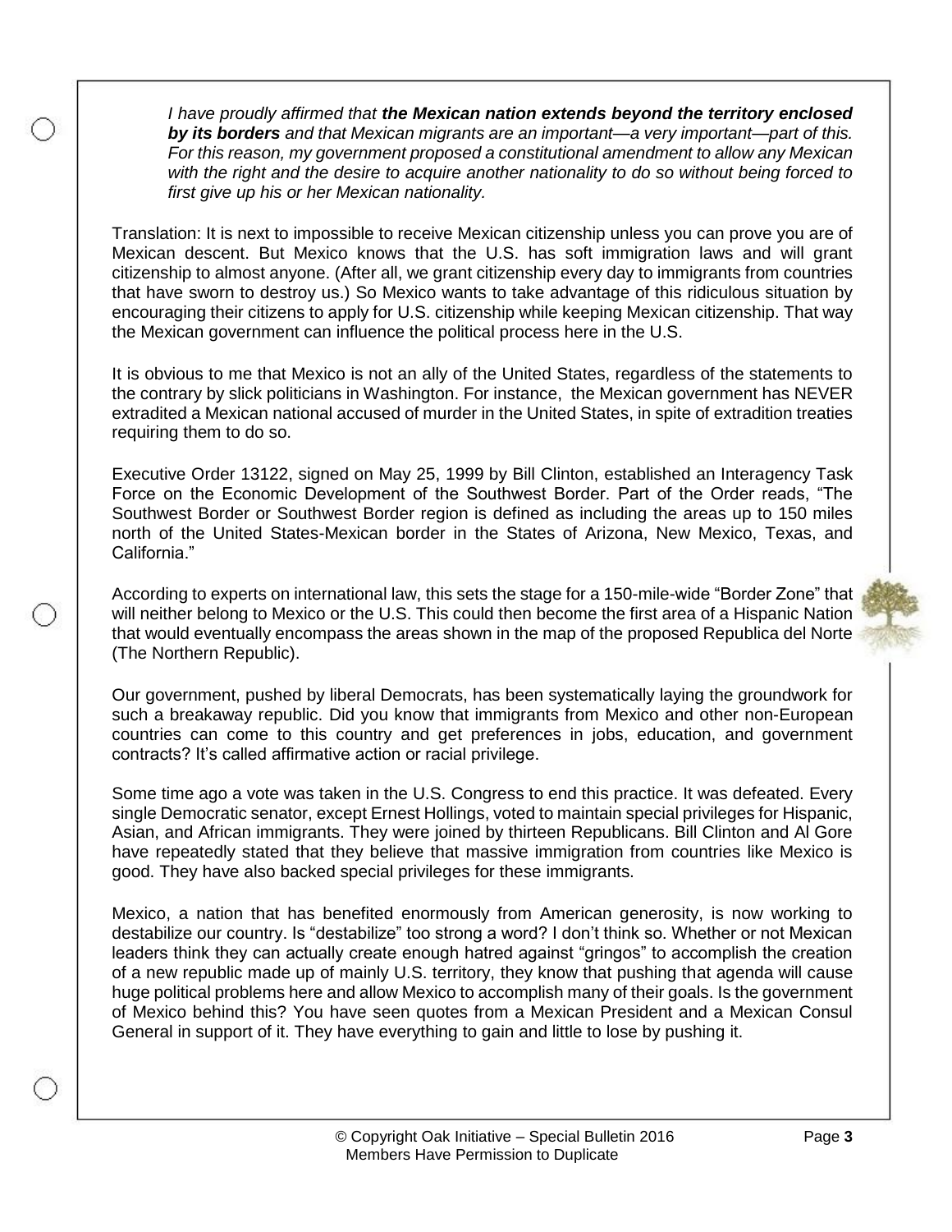*I have proudly affirmed that **the Mexican nation extends beyond the territory enclosed by its borders** and that Mexican migrants are an important—a very important—part of this. For this reason, my government proposed a constitutional amendment to allow any Mexican with the right and the desire to acquire another nationality to do so without being forced to first give up his or her Mexican nationality.*

Translation: It is next to impossible to receive Mexican citizenship unless you can prove you are of Mexican descent. But Mexico knows that the U.S. has soft immigration laws and will grant citizenship to almost anyone. (After all, we grant citizenship every day to immigrants from countries that have sworn to destroy us.) So Mexico wants to take advantage of this ridiculous situation by encouraging their citizens to apply for U.S. citizenship while keeping Mexican citizenship. That way the Mexican government can influence the political process here in the U.S.

It is obvious to me that Mexico is not an ally of the United States, regardless of the statements to the contrary by slick politicians in Washington. For instance, the Mexican government has NEVER extradited a Mexican national accused of murder in the United States, in spite of extradition treaties requiring them to do so.

Executive Order 13122, signed on May 25, 1999 by Bill Clinton, established an Interagency Task Force on the Economic Development of the Southwest Border. Part of the Order reads, "The Southwest Border or Southwest Border region is defined as including the areas up to 150 miles north of the United States-Mexican border in the States of Arizona, New Mexico, Texas, and California."

According to experts on international law, this sets the stage for a 150-mile-wide "Border Zone" that will neither belong to Mexico or the U.S. This could then become the first area of a Hispanic Nation that would eventually encompass the areas shown in the map of the proposed Republica del Norte (The Northern Republic).

Our government, pushed by liberal Democrats, has been systematically laying the groundwork for such a breakaway republic. Did you know that immigrants from Mexico and other non-European countries can come to this country and get preferences in jobs, education, and government contracts? It's called affirmative action or racial privilege.

Some time ago a vote was taken in the U.S. Congress to end this practice. It was defeated. Every single Democratic senator, except Ernest Hollings, voted to maintain special privileges for Hispanic, Asian, and African immigrants. They were joined by thirteen Republicans. Bill Clinton and Al Gore have repeatedly stated that they believe that massive immigration from countries like Mexico is good. They have also backed special privileges for these immigrants.

Mexico, a nation that has benefited enormously from American generosity, is now working to destabilize our country. Is "destabilize" too strong a word? I don't think so. Whether or not Mexican leaders think they can actually create enough hatred against "gringos" to accomplish the creation of a new republic made up of mainly U.S. territory, they know that pushing that agenda will cause huge political problems here and allow Mexico to accomplish many of their goals. Is the government of Mexico behind this? You have seen quotes from a Mexican President and a Mexican Consul General in support of it. They have everything to gain and little to lose by pushing it.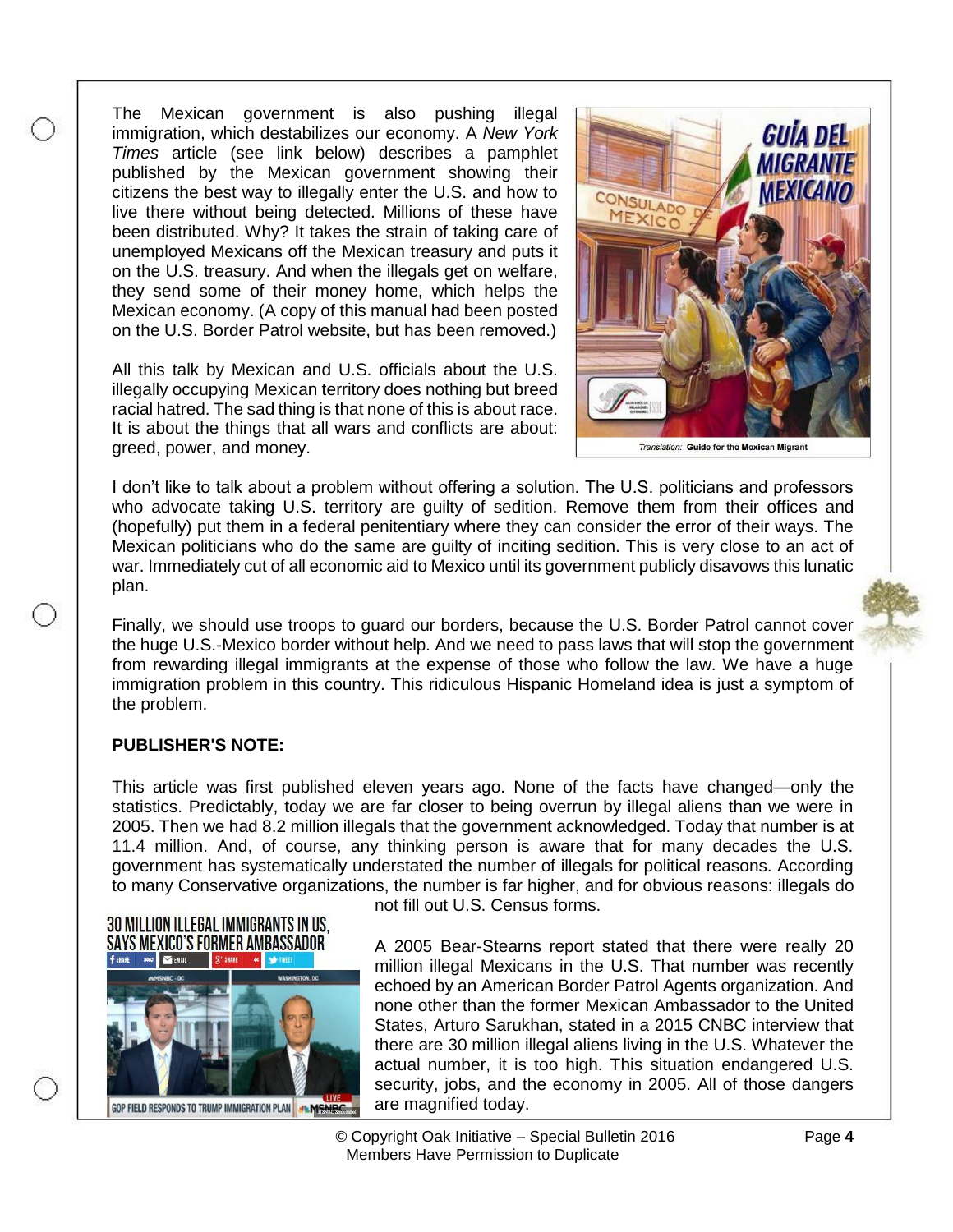The Mexican government is also pushing illegal immigration, which destabilizes our economy. A *New York Times* article (see link below) describes a pamphlet published by the Mexican government showing their citizens the best way to illegally enter the U.S. and how to live there without being detected. Millions of these have been distributed. Why? It takes the strain of taking care of unemployed Mexicans off the Mexican treasury and puts it on the U.S. treasury. And when the illegals get on welfare, they send some of their money home, which helps the Mexican economy. (A copy of this manual had been posted on the U.S. Border Patrol website, but has been removed.)

*Translation:* **Guide for the Mexican Migrant**

All this talk by Mexican and U.S. officials about the U.S. illegally occupying Mexican territory does nothing but breed racial hatred. The sad thing is that none of this is about race. It is about the things that all wars and conflicts are about: greed, power, and money.

I don't like to talk about a problem without offering a solution. The U.S. politicians and professors who advocate taking U.S. territory are guilty of sedition. Remove them from their offices and (hopefully) put them in a federal penitentiary where they can consider the error of their ways. The Mexican politicians who do the same are guilty of inciting sedition. This is very close to an act of war. Immediately cut of all economic aid to Mexico until its government publicly disavows this lunatic plan.

Finally, we should use troops to guard our borders, because the U.S. Border Patrol cannot cover the huge U.S.-Mexico border without help. And we need to pass laws that will stop the government from rewarding illegal immigrants at the expense of those who follow the law. We have a huge immigration problem in this country. This ridiculous Hispanic Homeland idea is just a symptom of the problem.

**PUBLISHER'S NOTE:**

This article was first published eleven years ago. None of the facts have changed—only the statistics. Predictably, today we are far closer to being overrun by illegal aliens than we were in 2005. Then we had 8.2 million illegals that the government acknowledged. Today that number is at 11.4 million. And, of course, any thinking person is aware that for many decades the U.S. government has systematically understated the number of illegals for political reasons. According to many Conservative organizations, the number is far higher, and for obvious reasons: illegals do not fill out U.S. Census forms.

A 2005 Bear-Stearns report stated that there were really 20 million illegal Mexicans in the U.S. That number was recently echoed by an American Border Patrol Agents organization. And none other than the former Mexican Ambassador to the United States, Arturo Sarukhan, stated in a 2015 CNBC interview that there are 30 million illegal aliens living in the U.S. Whatever the actual number, it is too high. This situation endangered U.S. security, jobs, and the economy in 2005. All of those dangers are magnified today.

© Copyright Oak Initiative – Special Bulletin 2016
Members Have Permission to Duplicate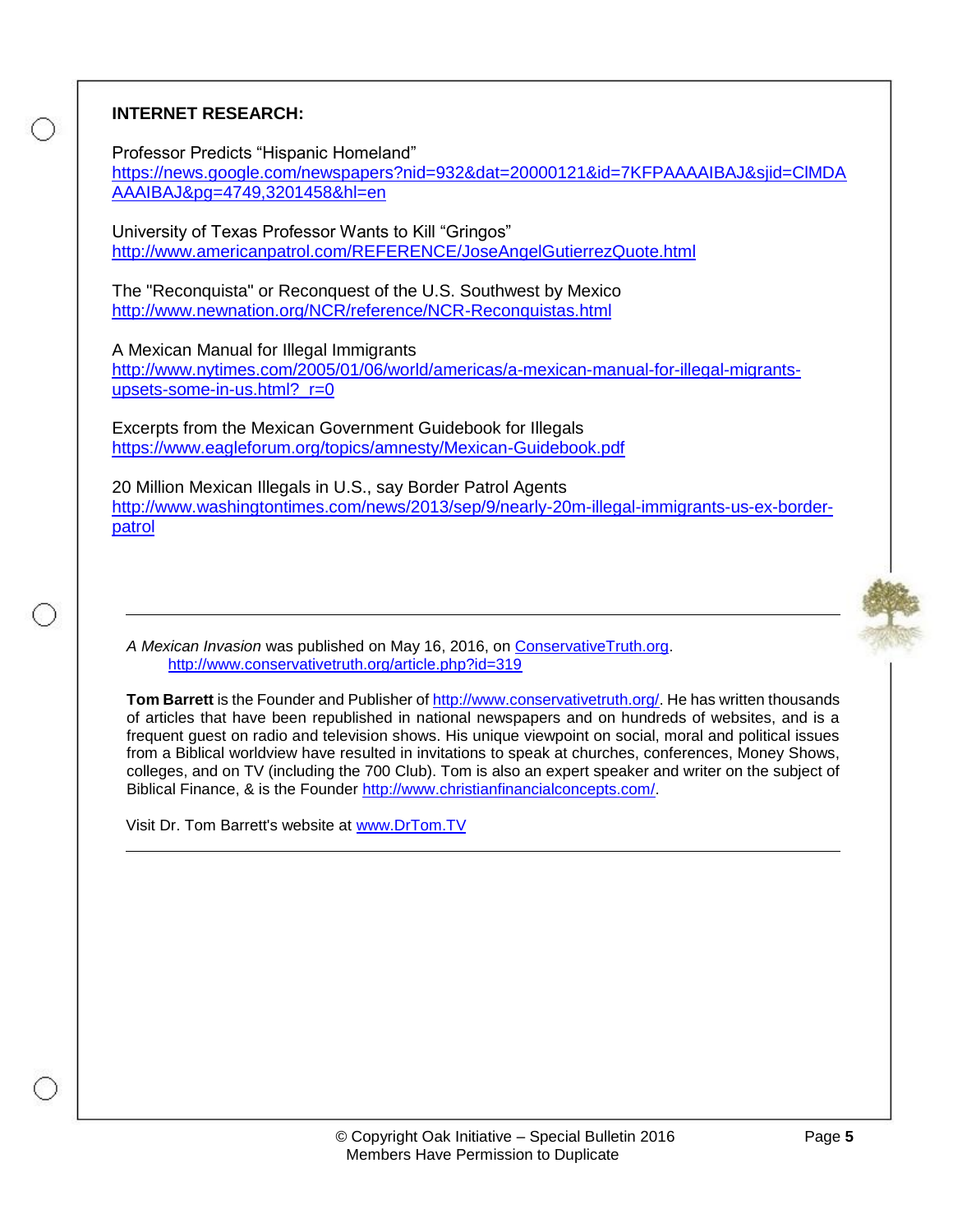**INTERNET RESEARCH:**

Professor Predicts “Hispanic Homeland”
https://news.google.com/newspapers?nid=932&dat=20000121&id=7KFPAAAAIBAJ&sjid=ClMDAAAAIBAJ&pg=4749,3201458&hl=en

University of Texas Professor Wants to Kill “Gringos”
http://www.americanpatrol.com/REFERENCE/JoseAngelGutierrezQuote.html

The "Reconquista" or Reconquest of the U.S. Southwest by Mexico
http://www.newnation.org/NCR/reference/NCR-Reconquistas.html

A Mexican Manual for Illegal Immigrants
http://www.nytimes.com/2005/01/06/world/americas/a-mexican-manual-for-illegal-migrants-upsets-some-in-us.html?_r=0

Excerpts from the Mexican Government Guidebook for Illegals
https://www.eagleforum.org/topics/amnesty/Mexican-Guidebook.pdf

20 Million Mexican Illegals in U.S., say Border Patrol Agents
http://www.washingtontimes.com/news/2013/sep/9/nearly-20m-illegal-immigrants-us-ex-border-patrol

---

*A Mexican Invasion* was published on May 16, 2016, on ConservativeTruth.org.
http://www.conservativetruth.org/article.php?id=319

**Tom Barrett** is the Founder and Publisher of http://www.conservativetruth.org/. He has written thousands of articles that have been republished in national newspapers and on hundreds of websites, and is a frequent guest on radio and television shows. His unique viewpoint on social, moral and political issues from a Biblical worldview have resulted in invitations to speak at churches, conferences, Money Shows, colleges, and on TV (including the 700 Club). Tom is also an expert speaker and writer on the subject of Biblical Finance, & is the Founder http://www.christianfinancialconcepts.com/.

Visit Dr. Tom Barrett's website at www.DrTom.TV

---

© Copyright Oak Initiative – Special Bulletin 2016
Members Have Permission to Duplicate